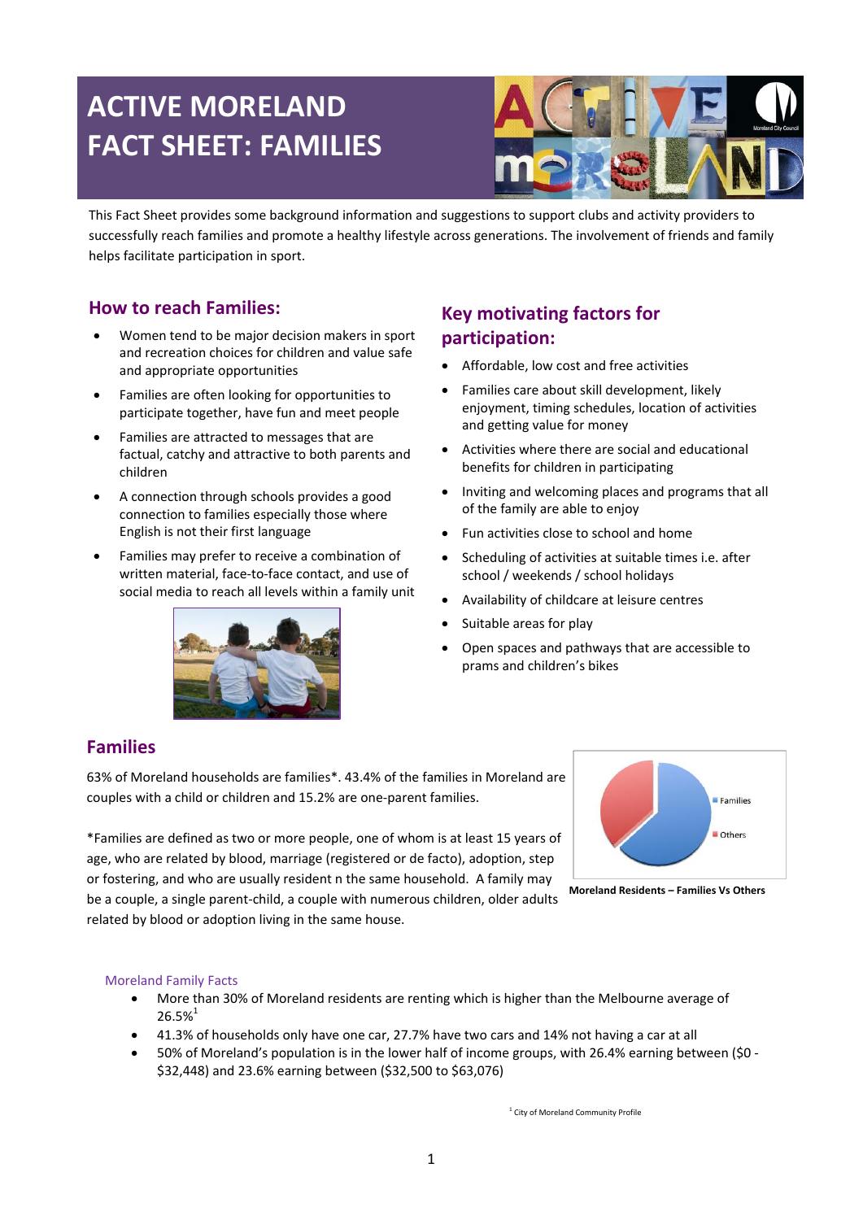# ACTIVE MORELAND FACT SHEET: FAMILIES

This Fact Sheet provides some background information and suggestions to support clubs and activity providers to successfully reach families and promote a healthy lifestyle across generations. The involvement of friends and family helps facilitate participation in sport.

## How to reach Families:

- Women tend to be major decision makers in sport and recreation choices for children and value safe and appropriate opportunities
- Families are often looking for opportunities to participate together, have fun and meet people
- Families are attracted to messages that are factual, catchy and attractive to both parents and children
- A connection through schools provides a good connection to families especially those where English is not their first language
- Families may prefer to receive a combination of written material, face-to-face contact, and use of social media to reach all levels within a family unit

## Key motivating factors for participation:

- Affordable, low cost and free activities
- Families care about skill development, likely enjoyment, timing schedules, location of activities and getting value for money
- Activities where there are social and educational benefits for children in participating
- Inviting and welcoming places and programs that all of the family are able to enjoy
- Fun activities close to school and home
- Scheduling of activities at suitable times i.e. after school / weekends / school holidays
- Availability of childcare at leisure centres
- Suitable areas for play
- Open spaces and pathways that are accessible to prams and children's bikes

## Families

63% of Moreland households are families*. 43.4% of the families in Moreland are couples with a child or children and 15.2% are one-parent families.

*Families are defined as two or more people, one of whom is at least 15 years of age, who are related by blood, marriage (registered or de facto), adoption, step or fostering, and who are usually resident n the same household. A family may be a couple, a single parent-child, a couple with numerous children, older adults related by blood or adoption living in the same house.

Families
Others

**Moreland Residents – Families Vs Others**

### Moreland Family Facts

- More than 30% of Moreland residents are renting which is higher than the Melbourne average of 26.5%[1]
- 41.3% of households only have one car, 27.7% have two cars and 14% not having a car at all
- 50% of Moreland's population is in the lower half of income groups, with 26.4% earning between ($0 - $32,448) and 23.6% earning between ($32,500 to $63,076)

[1] City of Moreland Community Profile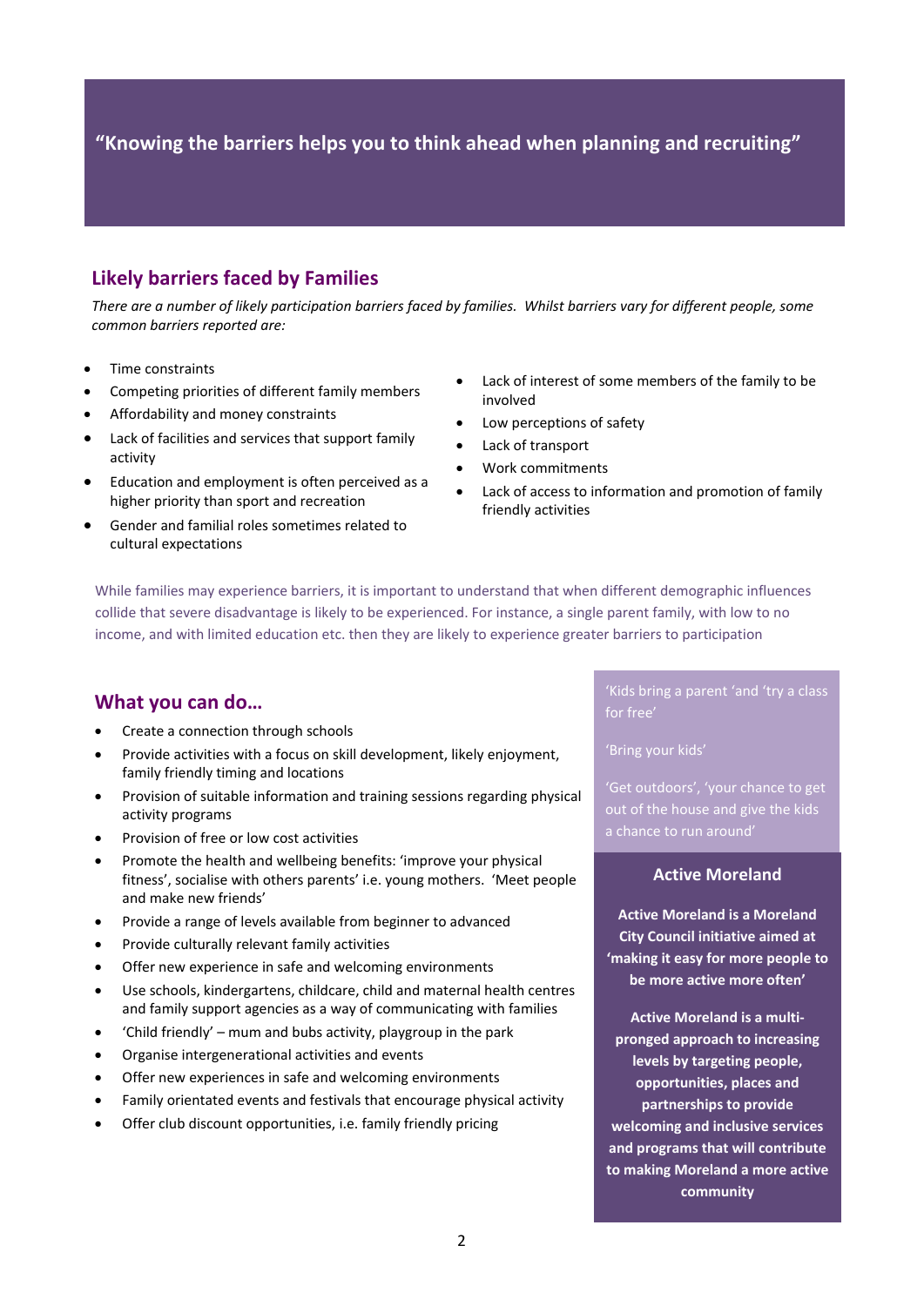**"Knowing the barriers helps you to think ahead when planning and recruiting"**

## Likely barriers faced by Families

*There are a number of likely participation barriers faced by families. Whilst barriers vary for different people, some common barriers reported are:*

- Time constraints
- Competing priorities of different family members
- Affordability and money constraints
- Lack of facilities and services that support family activity
- Education and employment is often perceived as a higher priority than sport and recreation
- Gender and familial roles sometimes related to cultural expectations
- Lack of interest of some members of the family to be involved
- Low perceptions of safety
- Lack of transport
- Work commitments
- Lack of access to information and promotion of family friendly activities

While families may experience barriers, it is important to understand that when different demographic influences collide that severe disadvantage is likely to be experienced. For instance, a single parent family, with low to no income, and with limited education etc. then they are likely to experience greater barriers to participation

## What you can do…

- Create a connection through schools
- Provide activities with a focus on skill development, likely enjoyment, family friendly timing and locations
- Provision of suitable information and training sessions regarding physical activity programs
- Provision of free or low cost activities
- Promote the health and wellbeing benefits: 'improve your physical fitness', socialise with others parents' i.e. young mothers. 'Meet people and make new friends'
- Provide a range of levels available from beginner to advanced
- Provide culturally relevant family activities
- Offer new experience in safe and welcoming environments
- Use schools, kindergartens, childcare, child and maternal health centres and family support agencies as a way of communicating with families
- 'Child friendly' – mum and bubs activity, playgroup in the park
- Organise intergenerational activities and events
- Offer new experiences in safe and welcoming environments
- Family orientated events and festivals that encourage physical activity
- Offer club discount opportunities, i.e. family friendly pricing

'Kids bring a parent 'and 'try a class for free'

'Bring your kids'

'Get outdoors', 'your chance to get out of the house and give the kids a chance to run around'

### Active Moreland

**Active Moreland is a Moreland City Council initiative aimed at 'making it easy for more people to be more active more often'**

**Active Moreland is a multi-pronged approach to increasing levels by targeting people, opportunities, places and partnerships to provide welcoming and inclusive services and programs that will contribute to making Moreland a more active community**